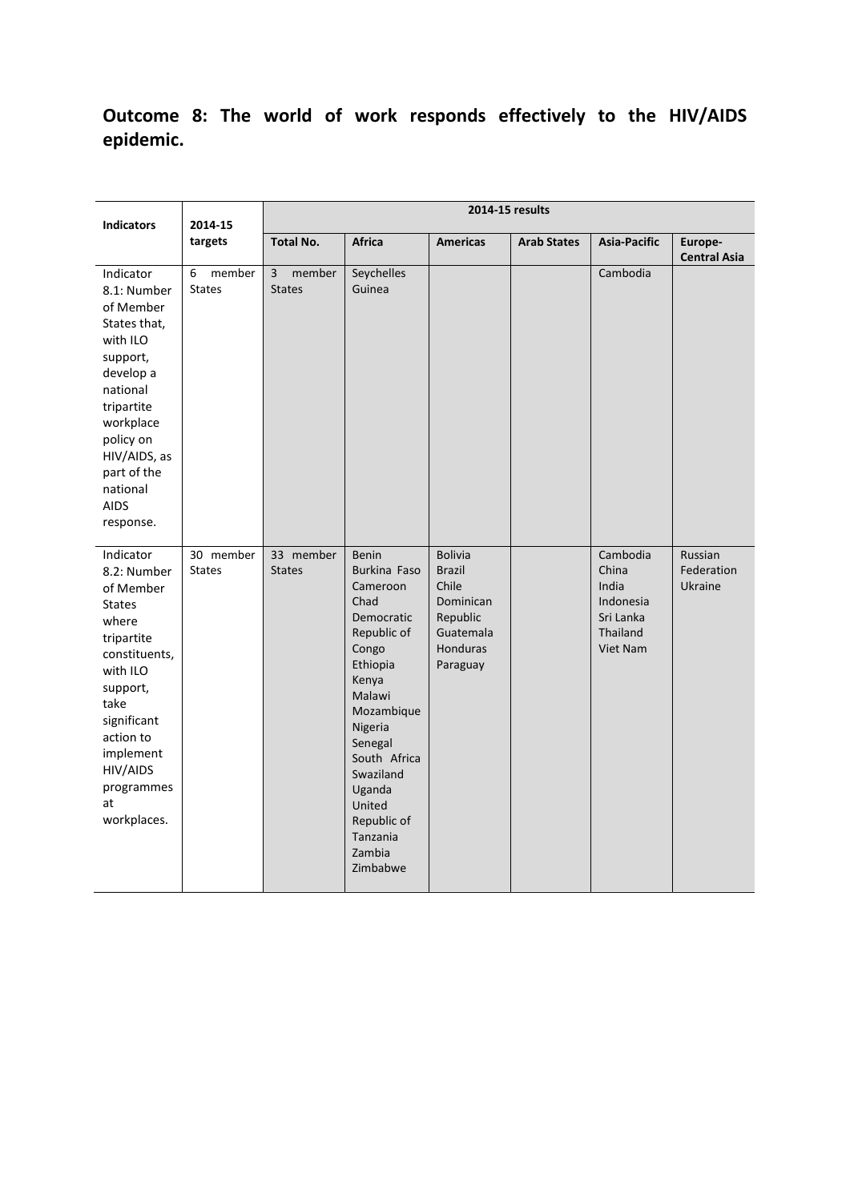**Outcome 8: The world of work responds effectively to the HIV/AIDS epidemic.**

| Indicators | 2014-15 targets | 2014-15 results | | | | | |
|---|---|---|---|---|---|---|---|
| | | Total No. | Africa | Americas | Arab States | Asia-Pacific | Europe-Central Asia |
| Indicator 8.1: Number of Member States that, with ILO support, develop a national tripartite workplace policy on HIV/AIDS, as part of the national AIDS response. | 6 member States | 3 member States | Seychelles<br>Guinea | | | Cambodia | |
| Indicator 8.2: Number of Member States where tripartite constituents, with ILO support, take significant action to implement HIV/AIDS programmes at workplaces. | 30 member States | 33 member States | Benin<br>Burkina Faso<br>Cameroon<br>Chad<br>Democratic Republic of Congo<br>Ethiopia<br>Kenya<br>Malawi<br>Mozambique<br>Nigeria<br>Senegal<br>South Africa<br>Swaziland<br>Uganda<br>United Republic of Tanzania<br>Zambia<br>Zimbabwe | Bolivia<br>Brazil<br>Chile<br>Dominican Republic<br>Guatemala<br>Honduras<br>Paraguay | | Cambodia<br>China<br>India<br>Indonesia<br>Sri Lanka<br>Thailand<br>Viet Nam | Russian Federation<br>Ukraine |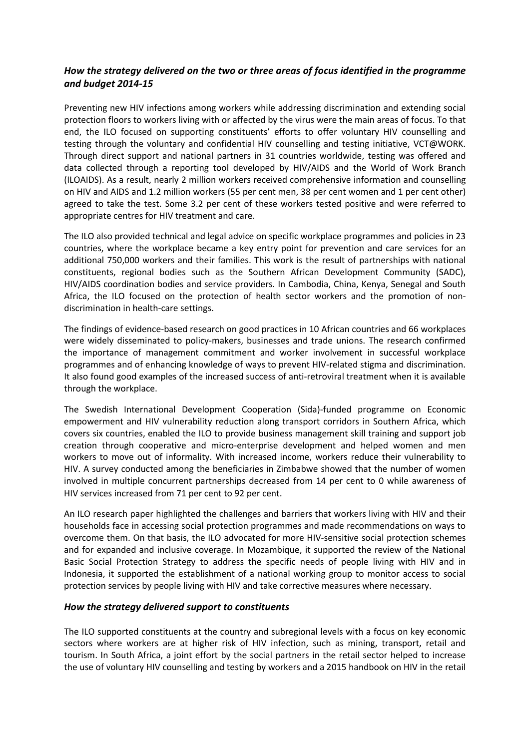### *How the strategy delivered on the two or three areas of focus identified in the programme and budget 2014-15*

Preventing new HIV infections among workers while addressing discrimination and extending social protection floors to workers living with or affected by the virus were the main areas of focus. To that end, the ILO focused on supporting constituents' efforts to offer voluntary HIV counselling and testing through the voluntary and confidential HIV counselling and testing initiative, VCT@WORK. Through direct support and national partners in 31 countries worldwide, testing was offered and data collected through a reporting tool developed by HIV/AIDS and the World of Work Branch (ILOAIDS). As a result, nearly 2 million workers received comprehensive information and counselling on HIV and AIDS and 1.2 million workers (55 per cent men, 38 per cent women and 1 per cent other) agreed to take the test. Some 3.2 per cent of these workers tested positive and were referred to appropriate centres for HIV treatment and care.

The ILO also provided technical and legal advice on specific workplace programmes and policies in 23 countries, where the workplace became a key entry point for prevention and care services for an additional 750,000 workers and their families. This work is the result of partnerships with national constituents, regional bodies such as the Southern African Development Community (SADC), HIV/AIDS coordination bodies and service providers. In Cambodia, China, Kenya, Senegal and South Africa, the ILO focused on the protection of health sector workers and the promotion of non-discrimination in health-care settings.

The findings of evidence-based research on good practices in 10 African countries and 66 workplaces were widely disseminated to policy-makers, businesses and trade unions. The research confirmed the importance of management commitment and worker involvement in successful workplace programmes and of enhancing knowledge of ways to prevent HIV-related stigma and discrimination. It also found good examples of the increased success of anti-retroviral treatment when it is available through the workplace.

The Swedish International Development Cooperation (Sida)-funded programme on Economic empowerment and HIV vulnerability reduction along transport corridors in Southern Africa, which covers six countries, enabled the ILO to provide business management skill training and support job creation through cooperative and micro-enterprise development and helped women and men workers to move out of informality. With increased income, workers reduce their vulnerability to HIV. A survey conducted among the beneficiaries in Zimbabwe showed that the number of women involved in multiple concurrent partnerships decreased from 14 per cent to 0 while awareness of HIV services increased from 71 per cent to 92 per cent.

An ILO research paper highlighted the challenges and barriers that workers living with HIV and their households face in accessing social protection programmes and made recommendations on ways to overcome them. On that basis, the ILO advocated for more HIV-sensitive social protection schemes and for expanded and inclusive coverage. In Mozambique, it supported the review of the National Basic Social Protection Strategy to address the specific needs of people living with HIV and in Indonesia, it supported the establishment of a national working group to monitor access to social protection services by people living with HIV and take corrective measures where necessary.

### *How the strategy delivered support to constituents*

The ILO supported constituents at the country and subregional levels with a focus on key economic sectors where workers are at higher risk of HIV infection, such as mining, transport, retail and tourism. In South Africa, a joint effort by the social partners in the retail sector helped to increase the use of voluntary HIV counselling and testing by workers and a 2015 handbook on HIV in the retail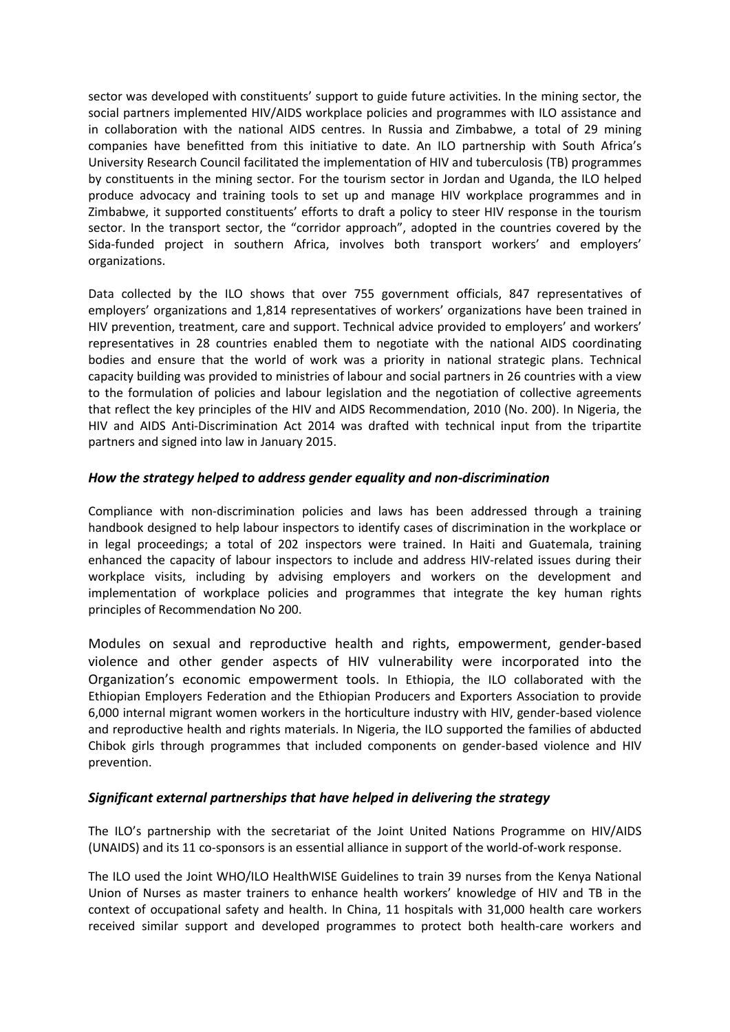sector was developed with constituents' support to guide future activities. In the mining sector, the social partners implemented HIV/AIDS workplace policies and programmes with ILO assistance and in collaboration with the national AIDS centres. In Russia and Zimbabwe, a total of 29 mining companies have benefitted from this initiative to date. An ILO partnership with South Africa's University Research Council facilitated the implementation of HIV and tuberculosis (TB) programmes by constituents in the mining sector. For the tourism sector in Jordan and Uganda, the ILO helped produce advocacy and training tools to set up and manage HIV workplace programmes and in Zimbabwe, it supported constituents' efforts to draft a policy to steer HIV response in the tourism sector. In the transport sector, the "corridor approach", adopted in the countries covered by the Sida-funded project in southern Africa, involves both transport workers' and employers' organizations.

Data collected by the ILO shows that over 755 government officials, 847 representatives of employers' organizations and 1,814 representatives of workers' organizations have been trained in HIV prevention, treatment, care and support. Technical advice provided to employers' and workers' representatives in 28 countries enabled them to negotiate with the national AIDS coordinating bodies and ensure that the world of work was a priority in national strategic plans. Technical capacity building was provided to ministries of labour and social partners in 26 countries with a view to the formulation of policies and labour legislation and the negotiation of collective agreements that reflect the key principles of the HIV and AIDS Recommendation, 2010 (No. 200). In Nigeria, the HIV and AIDS Anti-Discrimination Act 2014 was drafted with technical input from the tripartite partners and signed into law in January 2015.

### *How the strategy helped to address gender equality and non-discrimination*

Compliance with non-discrimination policies and laws has been addressed through a training handbook designed to help labour inspectors to identify cases of discrimination in the workplace or in legal proceedings; a total of 202 inspectors were trained. In Haiti and Guatemala, training enhanced the capacity of labour inspectors to include and address HIV-related issues during their workplace visits, including by advising employers and workers on the development and implementation of workplace policies and programmes that integrate the key human rights principles of Recommendation No 200.

Modules on sexual and reproductive health and rights, empowerment, gender-based violence and other gender aspects of HIV vulnerability were incorporated into the Organization's economic empowerment tools. In Ethiopia, the ILO collaborated with the Ethiopian Employers Federation and the Ethiopian Producers and Exporters Association to provide 6,000 internal migrant women workers in the horticulture industry with HIV, gender-based violence and reproductive health and rights materials. In Nigeria, the ILO supported the families of abducted Chibok girls through programmes that included components on gender-based violence and HIV prevention.

### *Significant external partnerships that have helped in delivering the strategy*

The ILO's partnership with the secretariat of the Joint United Nations Programme on HIV/AIDS (UNAIDS) and its 11 co-sponsors is an essential alliance in support of the world-of-work response.

The ILO used the Joint WHO/ILO HealthWISE Guidelines to train 39 nurses from the Kenya National Union of Nurses as master trainers to enhance health workers' knowledge of HIV and TB in the context of occupational safety and health. In China, 11 hospitals with 31,000 health care workers received similar support and developed programmes to protect both health-care workers and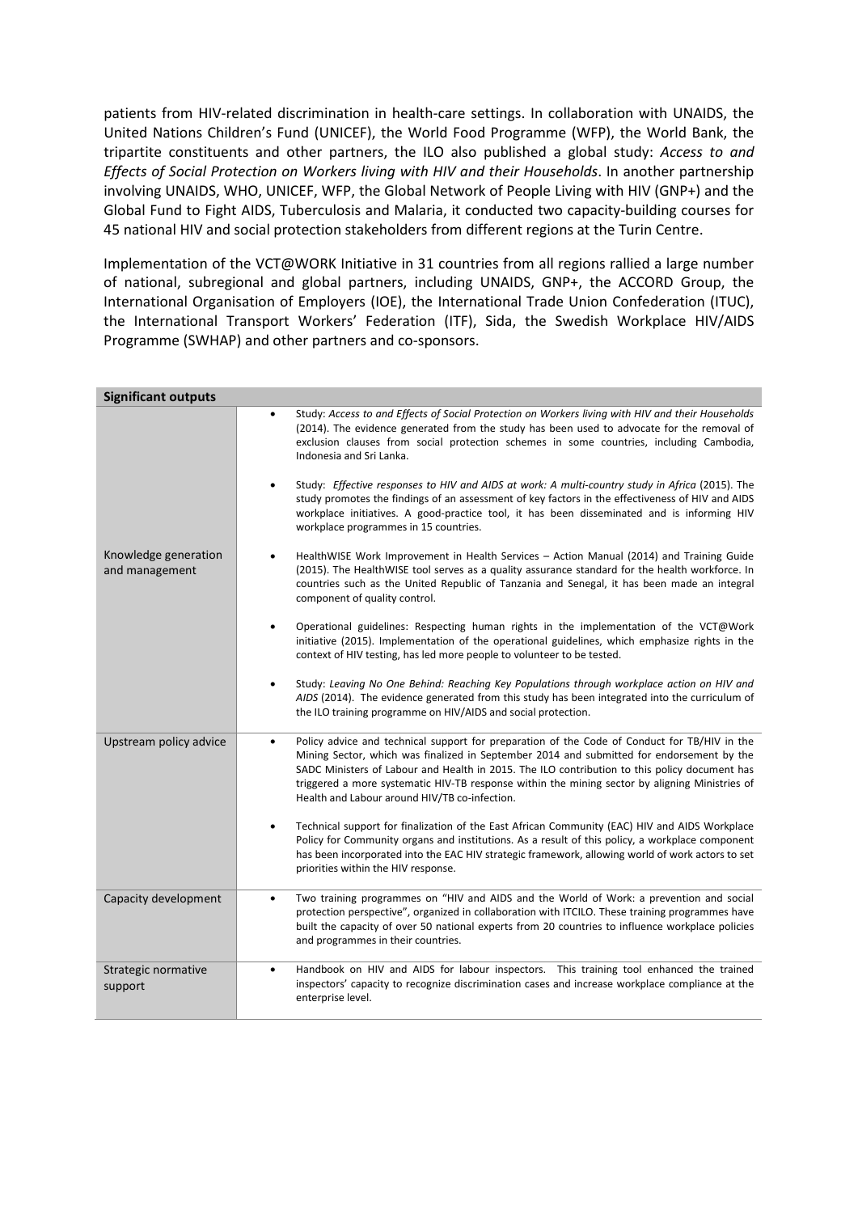patients from HIV-related discrimination in health-care settings. In collaboration with UNAIDS, the United Nations Children's Fund (UNICEF), the World Food Programme (WFP), the World Bank, the tripartite constituents and other partners, the ILO also published a global study: *Access to and Effects of Social Protection on Workers living with HIV and their Households*. In another partnership involving UNAIDS, WHO, UNICEF, WFP, the Global Network of People Living with HIV (GNP+) and the Global Fund to Fight AIDS, Tuberculosis and Malaria, it conducted two capacity-building courses for 45 national HIV and social protection stakeholders from different regions at the Turin Centre.

Implementation of the VCT@WORK Initiative in 31 countries from all regions rallied a large number of national, subregional and global partners, including UNAIDS, GNP+, the ACCORD Group, the International Organisation of Employers (IOE), the International Trade Union Confederation (ITUC), the International Transport Workers' Federation (ITF), Sida, the Swedish Workplace HIV/AIDS Programme (SWHAP) and other partners and co-sponsors.

| **Significant outputs** | |
|---|---|
| Knowledge generation and management | • Study: *Access to and Effects of Social Protection on Workers living with HIV and their Households* (2014). The evidence generated from the study has been used to advocate for the removal of exclusion clauses from social protection schemes in some countries, including Cambodia, Indonesia and Sri Lanka.<br><br>• Study: *Effective responses to HIV and AIDS at work: A multi-country study in Africa* (2015). The study promotes the findings of an assessment of key factors in the effectiveness of HIV and AIDS workplace initiatives. A good-practice tool, it has been disseminated and is informing HIV workplace programmes in 15 countries.<br><br>• HealthWISE Work Improvement in Health Services – Action Manual (2014) and Training Guide (2015). The HealthWISE tool serves as a quality assurance standard for the health workforce. In countries such as the United Republic of Tanzania and Senegal, it has been made an integral component of quality control.<br><br>• Operational guidelines: Respecting human rights in the implementation of the VCT@Work initiative (2015). Implementation of the operational guidelines, which emphasize rights in the context of HIV testing, has led more people to volunteer to be tested.<br><br>• Study: *Leaving No One Behind: Reaching Key Populations through workplace action on HIV and AIDS* (2014). The evidence generated from this study has been integrated into the curriculum of the ILO training programme on HIV/AIDS and social protection. |
| Upstream policy advice | • Policy advice and technical support for preparation of the Code of Conduct for TB/HIV in the Mining Sector, which was finalized in September 2014 and submitted for endorsement by the SADC Ministers of Labour and Health in 2015. The ILO contribution to this policy document has triggered a more systematic HIV-TB response within the mining sector by aligning Ministries of Health and Labour around HIV/TB co-infection.<br><br>• Technical support for finalization of the East African Community (EAC) HIV and AIDS Workplace Policy for Community organs and institutions. As a result of this policy, a workplace component has been incorporated into the EAC HIV strategic framework, allowing world of work actors to set priorities within the HIV response. |
| Capacity development | • Two training programmes on "HIV and AIDS and the World of Work: a prevention and social protection perspective", organized in collaboration with ITCILO. These training programmes have built the capacity of over 50 national experts from 20 countries to influence workplace policies and programmes in their countries. |
| Strategic normative support | • Handbook on HIV and AIDS for labour inspectors. This training tool enhanced the trained inspectors' capacity to recognize discrimination cases and increase workplace compliance at the enterprise level. |